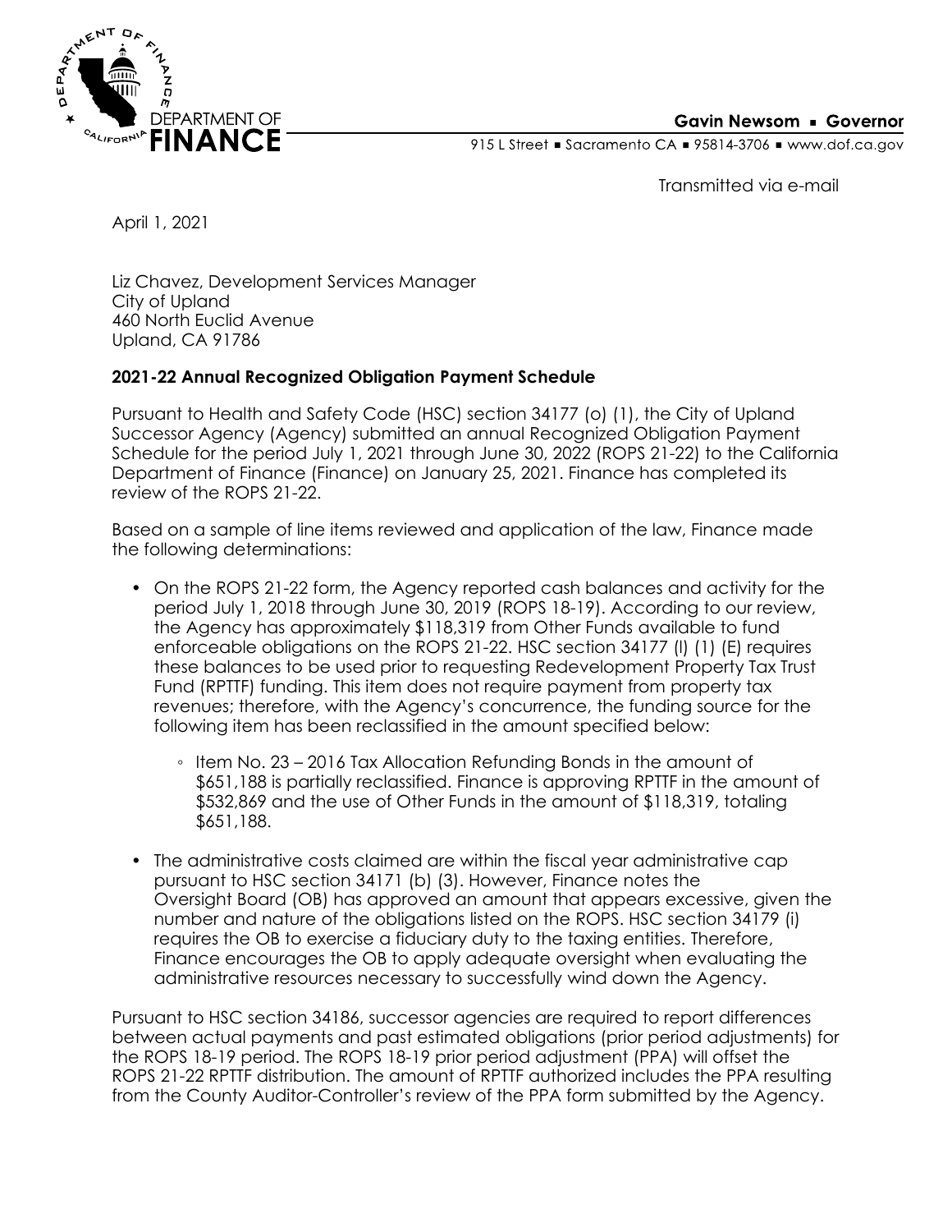DEPARTMENT OF FINANCE

**Gavin Newsom ▪ Governor**

915 L Street ▪ Sacramento CA ▪ 95814-3706 ▪ www.dof.ca.gov

Transmitted via e-mail

April 1, 2021

Liz Chavez, Development Services Manager
City of Upland
460 North Euclid Avenue
Upland, CA 91786

**2021-22 Annual Recognized Obligation Payment Schedule**

Pursuant to Health and Safety Code (HSC) section 34177 (o) (1), the City of Upland Successor Agency (Agency) submitted an annual Recognized Obligation Payment Schedule for the period July 1, 2021 through June 30, 2022 (ROPS 21-22) to the California Department of Finance (Finance) on January 25, 2021. Finance has completed its review of the ROPS 21-22.

Based on a sample of line items reviewed and application of the law, Finance made the following determinations:

- On the ROPS 21-22 form, the Agency reported cash balances and activity for the period July 1, 2018 through June 30, 2019 (ROPS 18-19). According to our review, the Agency has approximately $118,319 from Other Funds available to fund enforceable obligations on the ROPS 21-22. HSC section 34177 (l) (1) (E) requires these balances to be used prior to requesting Redevelopment Property Tax Trust Fund (RPTTF) funding. This item does not require payment from property tax revenues; therefore, with the Agency's concurrence, the funding source for the following item has been reclassified in the amount specified below:
  - Item No. 23 – 2016 Tax Allocation Refunding Bonds in the amount of $651,188 is partially reclassified. Finance is approving RPTTF in the amount of $532,869 and the use of Other Funds in the amount of $118,319, totaling $651,188.
- The administrative costs claimed are within the fiscal year administrative cap pursuant to HSC section 34171 (b) (3). However, Finance notes the Oversight Board (OB) has approved an amount that appears excessive, given the number and nature of the obligations listed on the ROPS. HSC section 34179 (i) requires the OB to exercise a fiduciary duty to the taxing entities. Therefore, Finance encourages the OB to apply adequate oversight when evaluating the administrative resources necessary to successfully wind down the Agency.

Pursuant to HSC section 34186, successor agencies are required to report differences between actual payments and past estimated obligations (prior period adjustments) for the ROPS 18-19 period. The ROPS 18-19 prior period adjustment (PPA) will offset the ROPS 21-22 RPTTF distribution. The amount of RPTTF authorized includes the PPA resulting from the County Auditor-Controller's review of the PPA form submitted by the Agency.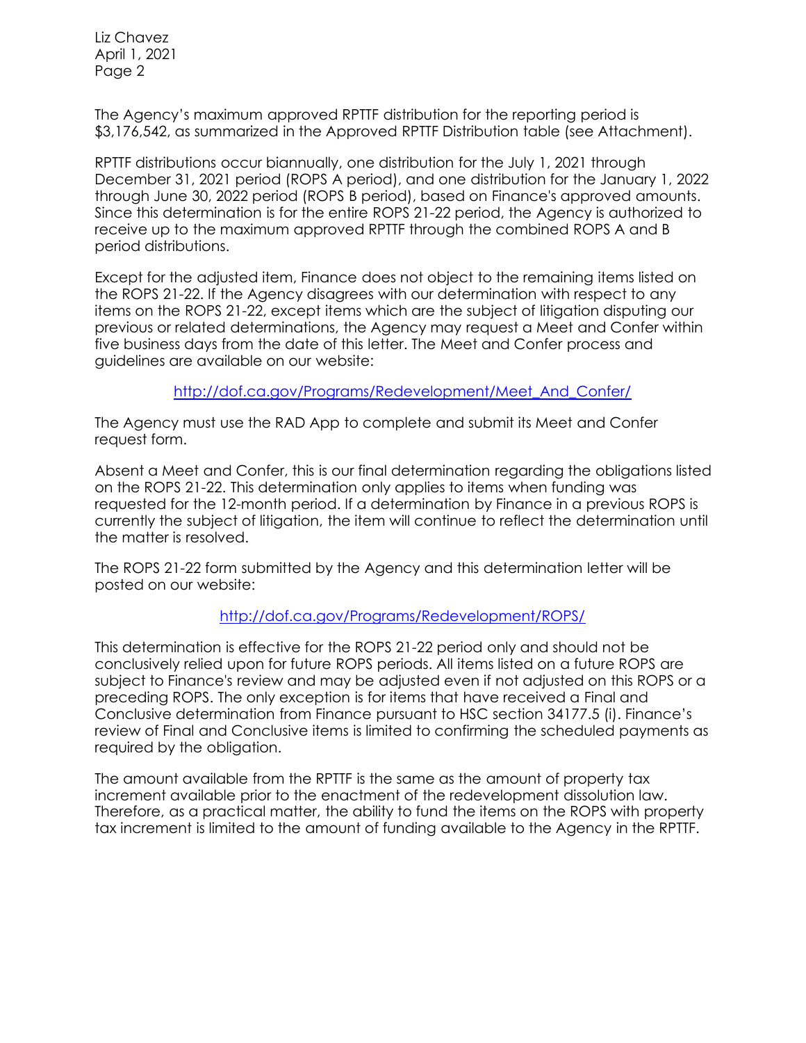The Agency's maximum approved RPTTF distribution for the reporting period is $3,176,542, as summarized in the Approved RPTTF Distribution table (see Attachment).

RPTTF distributions occur biannually, one distribution for the July 1, 2021 through December 31, 2021 period (ROPS A period), and one distribution for the January 1, 2022 through June 30, 2022 period (ROPS B period), based on Finance's approved amounts. Since this determination is for the entire ROPS 21-22 period, the Agency is authorized to receive up to the maximum approved RPTTF through the combined ROPS A and B period distributions.

Except for the adjusted item, Finance does not object to the remaining items listed on the ROPS 21-22. If the Agency disagrees with our determination with respect to any items on the ROPS 21-22, except items which are the subject of litigation disputing our previous or related determinations, the Agency may request a Meet and Confer within five business days from the date of this letter. The Meet and Confer process and guidelines are available on our website:

http://dof.ca.gov/Programs/Redevelopment/Meet_And_Confer/

The Agency must use the RAD App to complete and submit its Meet and Confer request form.

Absent a Meet and Confer, this is our final determination regarding the obligations listed on the ROPS 21-22. This determination only applies to items when funding was requested for the 12-month period. If a determination by Finance in a previous ROPS is currently the subject of litigation, the item will continue to reflect the determination until the matter is resolved.

The ROPS 21-22 form submitted by the Agency and this determination letter will be posted on our website:

http://dof.ca.gov/Programs/Redevelopment/ROPS/

This determination is effective for the ROPS 21-22 period only and should not be conclusively relied upon for future ROPS periods. All items listed on a future ROPS are subject to Finance's review and may be adjusted even if not adjusted on this ROPS or a preceding ROPS. The only exception is for items that have received a Final and Conclusive determination from Finance pursuant to HSC section 34177.5 (i). Finance's review of Final and Conclusive items is limited to confirming the scheduled payments as required by the obligation.

The amount available from the RPTTF is the same as the amount of property tax increment available prior to the enactment of the redevelopment dissolution law. Therefore, as a practical matter, the ability to fund the items on the ROPS with property tax increment is limited to the amount of funding available to the Agency in the RPTTF.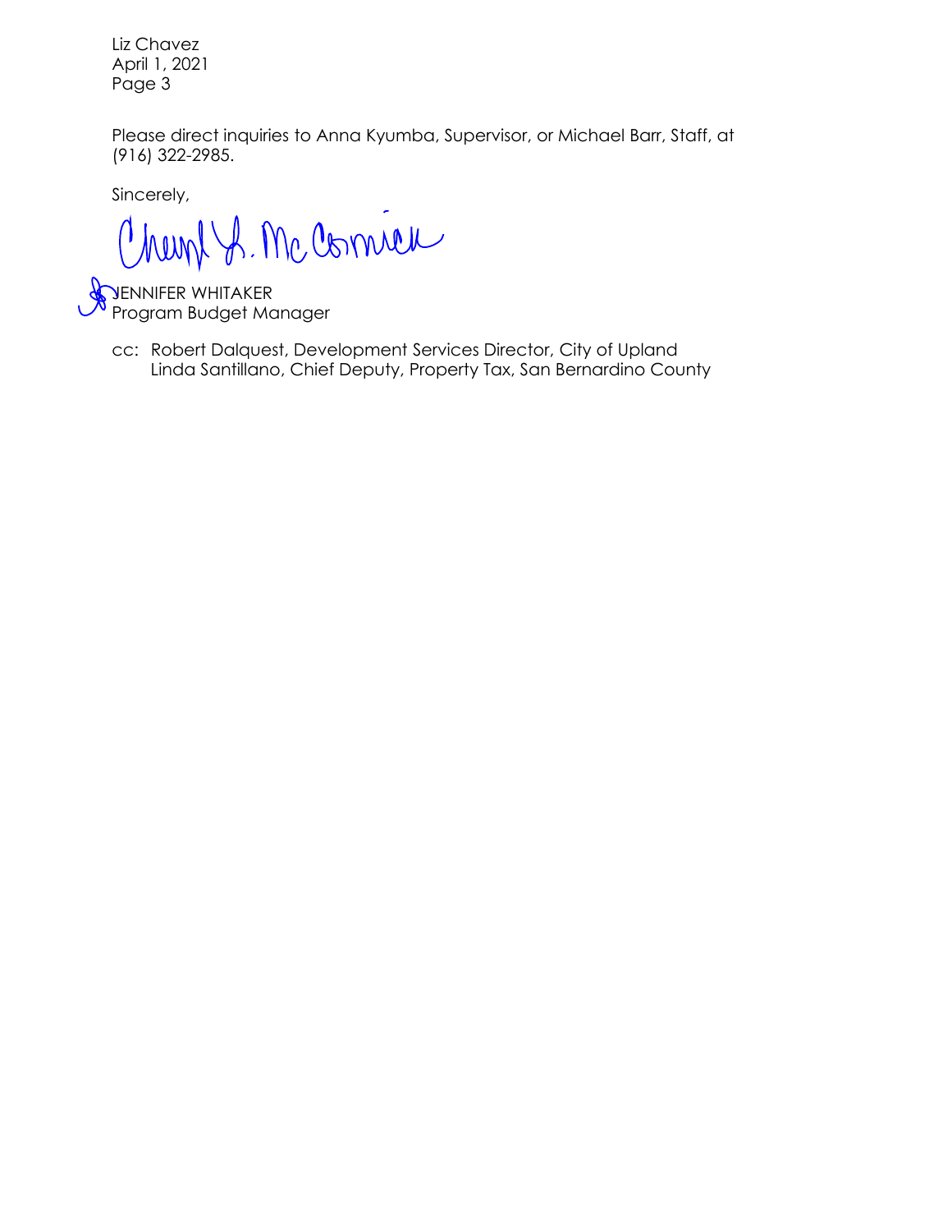Please direct inquiries to Anna Kyumba, Supervisor, or Michael Barr, Staff, at (916) 322-2985.

Sincerely,

Cheryl L. McCormick

JENNIFER WHITAKER
Program Budget Manager

cc: Robert Dalquest, Development Services Director, City of Upland
Linda Santillano, Chief Deputy, Property Tax, San Bernardino County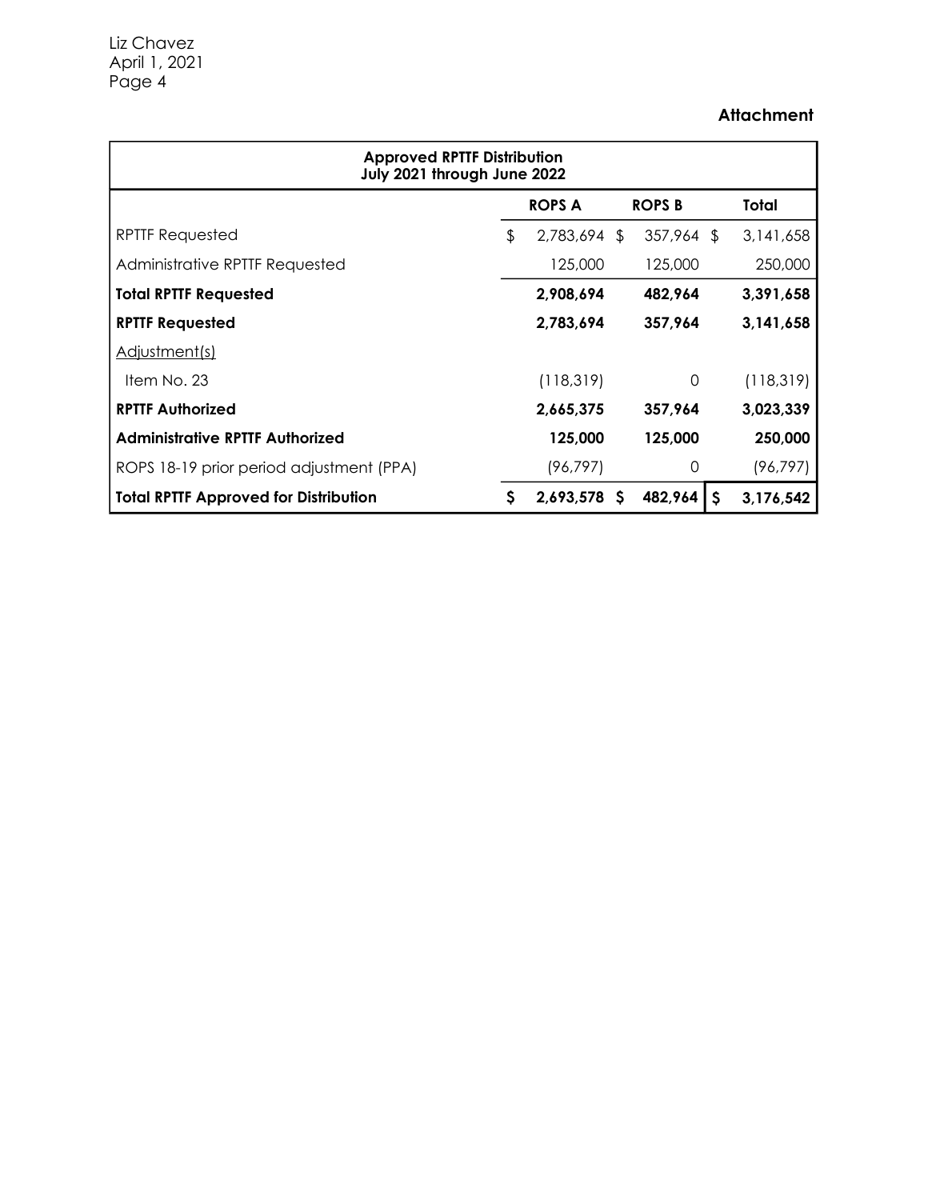**Attachment**

| Approved RPTTF Distribution July 2021 through June 2022 | | | |
|---|---|---|---|
| | **ROPS A** | **ROPS B** | **Total** |
| RPTTF Requested | $ 2,783,694 | $ 357,964 | $ 3,141,658 |
| Administrative RPTTF Requested | 125,000 | 125,000 | 250,000 |
| **Total RPTTF Requested** | **2,908,694** | **482,964** | **3,391,658** |
| **RPTTF Requested** | **2,783,694** | **357,964** | **3,141,658** |
| Adjustment(s) | | | |
| Item No. 23 | (118,319) | 0 | (118,319) |
| **RPTTF Authorized** | **2,665,375** | **357,964** | **3,023,339** |
| **Administrative RPTTF Authorized** | **125,000** | **125,000** | **250,000** |
| ROPS 18-19 prior period adjustment (PPA) | (96,797) | 0 | (96,797) |
| **Total RPTTF Approved for Distribution** | **$ 2,693,578** | **$ 482,964** | **$ 3,176,542** |